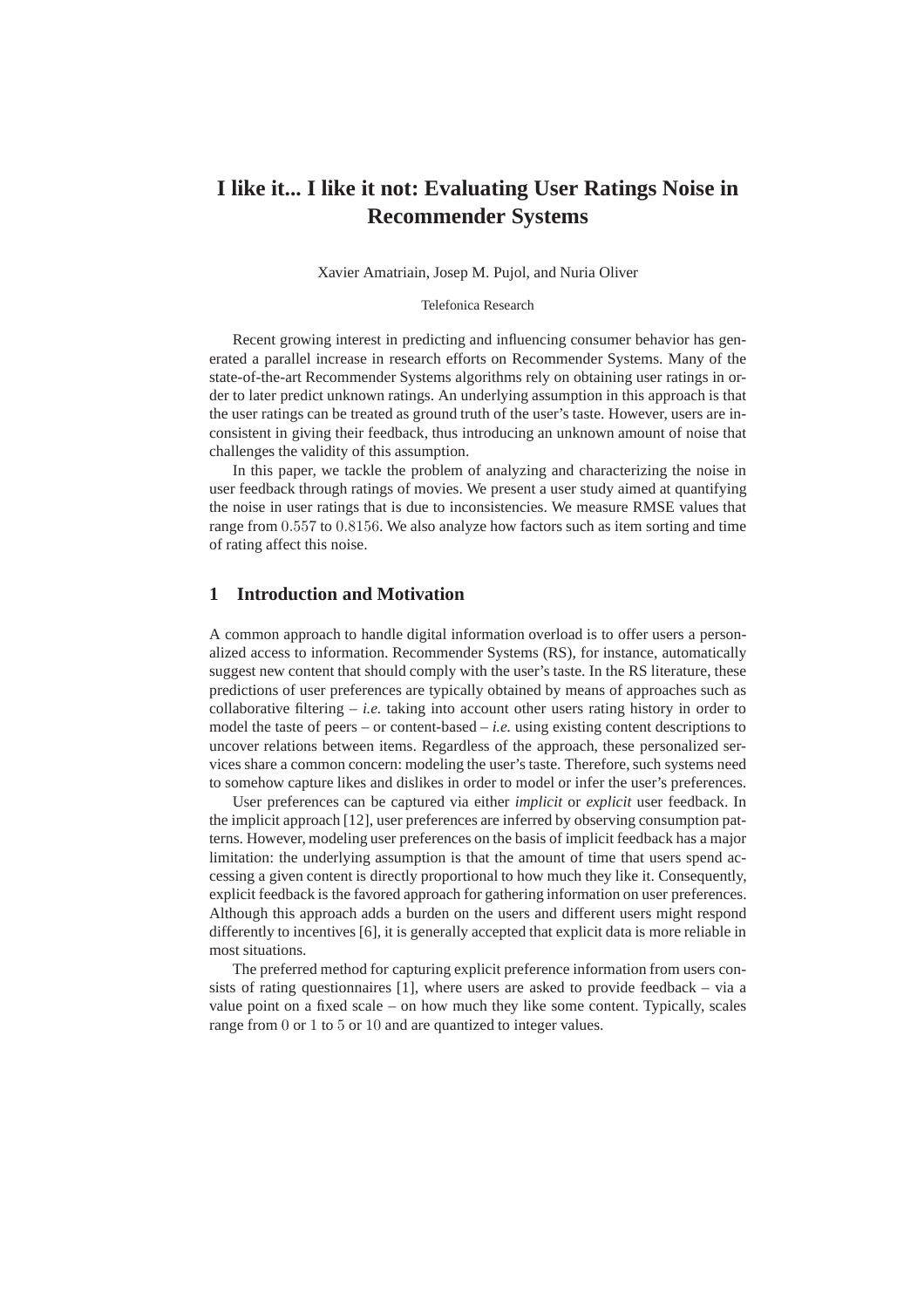# I like it... I like it not: Evaluating User Ratings Noise in Recommender Systems

Xavier Amatriain, Josep M. Pujol, and Nuria Oliver

Telefonica Research

Recent growing interest in predicting and influencing consumer behavior has generated a parallel increase in research efforts on Recommender Systems. Many of the state-of-the-art Recommender Systems algorithms rely on obtaining user ratings in order to later predict unknown ratings. An underlying assumption in this approach is that the user ratings can be treated as ground truth of the user's taste. However, users are inconsistent in giving their feedback, thus introducing an unknown amount of noise that challenges the validity of this assumption.

In this paper, we tackle the problem of analyzing and characterizing the noise in user feedback through ratings of movies. We present a user study aimed at quantifying the noise in user ratings that is due to inconsistencies. We measure RMSE values that range from $0.557$ to $0.8156$. We also analyze how factors such as item sorting and time of rating affect this noise.

## 1 Introduction and Motivation

A common approach to handle digital information overload is to offer users a personalized access to information. Recommender Systems (RS), for instance, automatically suggest new content that should comply with the user's taste. In the RS literature, these predictions of user preferences are typically obtained by means of approaches such as collaborative filtering – *i.e.* taking into account other users rating history in order to model the taste of peers – or content-based – *i.e.* using existing content descriptions to uncover relations between items. Regardless of the approach, these personalized services share a common concern: modeling the user's taste. Therefore, such systems need to somehow capture likes and dislikes in order to model or infer the user's preferences.

User preferences can be captured via either *implicit* or *explicit* user feedback. In the implicit approach [12], user preferences are inferred by observing consumption patterns. However, modeling user preferences on the basis of implicit feedback has a major limitation: the underlying assumption is that the amount of time that users spend accessing a given content is directly proportional to how much they like it. Consequently, explicit feedback is the favored approach for gathering information on user preferences. Although this approach adds a burden on the users and different users might respond differently to incentives [6], it is generally accepted that explicit data is more reliable in most situations.

The preferred method for capturing explicit preference information from users consists of rating questionnaires [1], where users are asked to provide feedback – via a value point on a fixed scale – on how much they like some content. Typically, scales range from $0$ or $1$ to $5$ or $10$ and are quantized to integer values.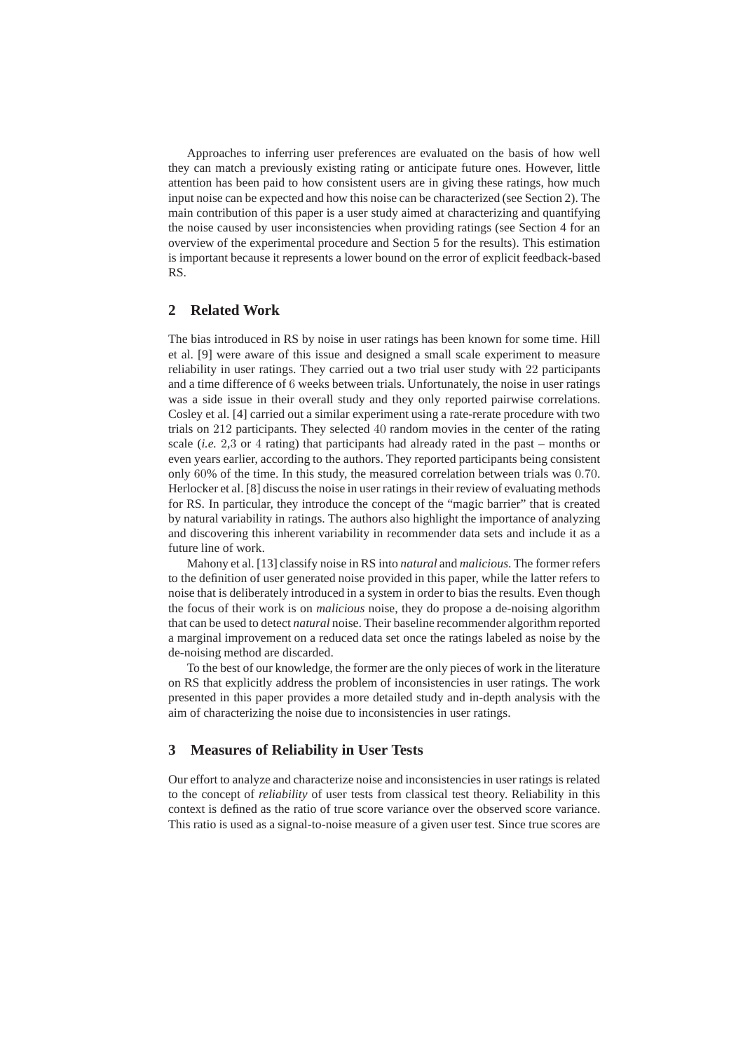Approaches to inferring user preferences are evaluated on the basis of how well they can match a previously existing rating or anticipate future ones. However, little attention has been paid to how consistent users are in giving these ratings, how much input noise can be expected and how this noise can be characterized (see Section 2). The main contribution of this paper is a user study aimed at characterizing and quantifying the noise caused by user inconsistencies when providing ratings (see Section 4 for an overview of the experimental procedure and Section 5 for the results). This estimation is important because it represents a lower bound on the error of explicit feedback-based RS.

## 2 Related Work

The bias introduced in RS by noise in user ratings has been known for some time. Hill et al. [9] were aware of this issue and designed a small scale experiment to measure reliability in user ratings. They carried out a two trial user study with 22 participants and a time difference of 6 weeks between trials. Unfortunately, the noise in user ratings was a side issue in their overall study and they only reported pairwise correlations. Cosley et al. [4] carried out a similar experiment using a rate-rerate procedure with two trials on 212 participants. They selected 40 random movies in the center of the rating scale (*i.e.* 2,3 or 4 rating) that participants had already rated in the past – months or even years earlier, according to the authors. They reported participants being consistent only 60% of the time. In this study, the measured correlation between trials was 0.70. Herlocker et al. [8] discuss the noise in user ratings in their review of evaluating methods for RS. In particular, they introduce the concept of the "magic barrier" that is created by natural variability in ratings. The authors also highlight the importance of analyzing and discovering this inherent variability in recommender data sets and include it as a future line of work.

Mahony et al. [13] classify noise in RS into *natural* and *malicious*. The former refers to the definition of user generated noise provided in this paper, while the latter refers to noise that is deliberately introduced in a system in order to bias the results. Even though the focus of their work is on *malicious* noise, they do propose a de-noising algorithm that can be used to detect *natural* noise. Their baseline recommender algorithm reported a marginal improvement on a reduced data set once the ratings labeled as noise by the de-noising method are discarded.

To the best of our knowledge, the former are the only pieces of work in the literature on RS that explicitly address the problem of inconsistencies in user ratings. The work presented in this paper provides a more detailed study and in-depth analysis with the aim of characterizing the noise due to inconsistencies in user ratings.

## 3 Measures of Reliability in User Tests

Our effort to analyze and characterize noise and inconsistencies in user ratings is related to the concept of *reliability* of user tests from classical test theory. Reliability in this context is defined as the ratio of true score variance over the observed score variance. This ratio is used as a signal-to-noise measure of a given user test. Since true scores are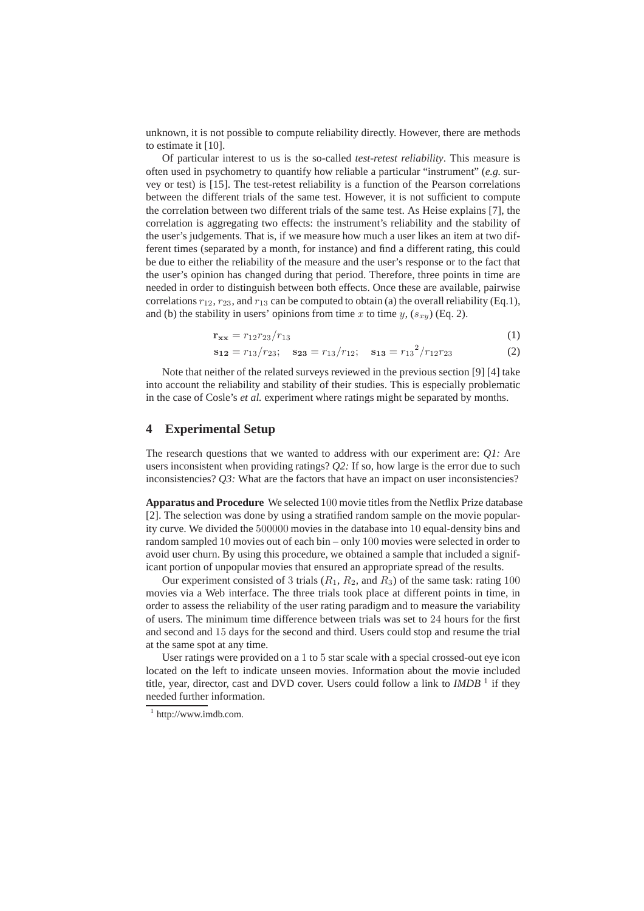unknown, it is not possible to compute reliability directly. However, there are methods to estimate it [10].

Of particular interest to us is the so-called *test-retest reliability*. This measure is often used in psychometry to quantify how reliable a particular "instrument" (*e.g.* survey or test) is [15]. The test-retest reliability is a function of the Pearson correlations between the different trials of the same test. However, it is not sufficient to compute the correlation between two different trials of the same test. As Heise explains [7], the correlation is aggregating two effects: the instrument's reliability and the stability of the user's judgements. That is, if we measure how much a user likes an item at two different times (separated by a month, for instance) and find a different rating, this could be due to either the reliability of the measure and the user's response or to the fact that the user's opinion has changed during that period. Therefore, three points in time are needed in order to distinguish between both effects. Once these are available, pairwise correlations $r_{12}$, $r_{23}$, and $r_{13}$ can be computed to obtain (a) the overall reliability (Eq.1), and (b) the stability in users' opinions from time $x$ to time $y$, ($s_{xy}$) (Eq. 2).

$$\mathbf{r_{xx}} = r_{12}r_{23}/r_{13} \tag{1}$$

$$\mathbf{s_{12}} = r_{13}/r_{23}; \quad \mathbf{s_{23}} = r_{13}/r_{12}; \quad \mathbf{s_{13}} = {r_{13}}^2/r_{12}r_{23} \tag{2}$$

Note that neither of the related surveys reviewed in the previous section [9] [4] take into account the reliability and stability of their studies. This is especially problematic in the case of Cosle's *et al.* experiment where ratings might be separated by months.

## 4 Experimental Setup

The research questions that we wanted to address with our experiment are: *Q1:* Are users inconsistent when providing ratings? *Q2:* If so, how large is the error due to such inconsistencies? *Q3:* What are the factors that have an impact on user inconsistencies?

**Apparatus and Procedure** We selected 100 movie titles from the Netflix Prize database [2]. The selection was done by using a stratified random sample on the movie popularity curve. We divided the 500000 movies in the database into 10 equal-density bins and random sampled 10 movies out of each bin – only 100 movies were selected in order to avoid user churn. By using this procedure, we obtained a sample that included a significant portion of unpopular movies that ensured an appropriate spread of the results.

Our experiment consisted of 3 trials ($R_1$, $R_2$, and $R_3$) of the same task: rating 100 movies via a Web interface. The three trials took place at different points in time, in order to assess the reliability of the user rating paradigm and to measure the variability of users. The minimum time difference between trials was set to 24 hours for the first and second and 15 days for the second and third. Users could stop and resume the trial at the same spot at any time.

User ratings were provided on a 1 to 5 star scale with a special crossed-out eye icon located on the left to indicate unseen movies. Information about the movie included title, year, director, cast and DVD cover. Users could follow a link to *IMDB* [1] if they needed further information.

[1] http://www.imdb.com.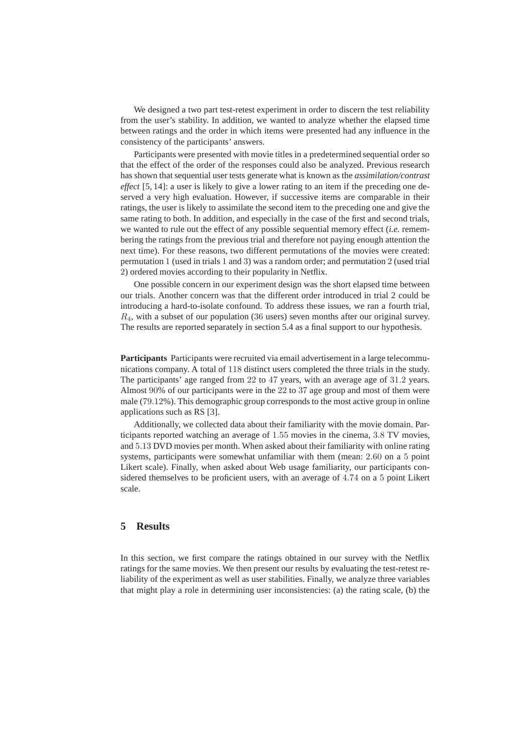We designed a two part test-retest experiment in order to discern the test reliability from the user's stability. In addition, we wanted to analyze whether the elapsed time between ratings and the order in which items were presented had any influence in the consistency of the participants' answers.

Participants were presented with movie titles in a predetermined sequential order so that the effect of the order of the responses could also be analyzed. Previous research has shown that sequential user tests generate what is known as the *assimilation/contrast effect* [5, 14]: a user is likely to give a lower rating to an item if the preceding one deserved a very high evaluation. However, if successive items are comparable in their ratings, the user is likely to assimilate the second item to the preceding one and give the same rating to both. In addition, and especially in the case of the first and second trials, we wanted to rule out the effect of any possible sequential memory effect (*i.e.* remembering the ratings from the previous trial and therefore not paying enough attention the next time). For these reasons, two different permutations of the movies were created: permutation 1 (used in trials 1 and 3) was a random order; and permutation 2 (used trial 2) ordered movies according to their popularity in Netflix.

One possible concern in our experiment design was the short elapsed time between our trials. Another concern was that the different order introduced in trial 2 could be introducing a hard-to-isolate confound. To address these issues, we ran a fourth trial, $R_4$, with a subset of our population (36 users) seven months after our original survey. The results are reported separately in section 5.4 as a final support to our hypothesis.

**Participants** Participants were recruited via email advertisement in a large telecommunications company. A total of 118 distinct users completed the three trials in the study. The participants' age ranged from 22 to 47 years, with an average age of 31.2 years. Almost 90% of our participants were in the 22 to 37 age group and most of them were male (79.12%). This demographic group corresponds to the most active group in online applications such as RS [3].

Additionally, we collected data about their familiarity with the movie domain. Participants reported watching an average of 1.55 movies in the cinema, 3.8 TV movies, and 5.13 DVD movies per month. When asked about their familiarity with online rating systems, participants were somewhat unfamiliar with them (mean: 2.60 on a 5 point Likert scale). Finally, when asked about Web usage familiarity, our participants considered themselves to be proficient users, with an average of 4.74 on a 5 point Likert scale.

## 5 Results

In this section, we first compare the ratings obtained in our survey with the Netflix ratings for the same movies. We then present our results by evaluating the test-retest reliability of the experiment as well as user stabilities. Finally, we analyze three variables that might play a role in determining user inconsistencies: (a) the rating scale, (b) the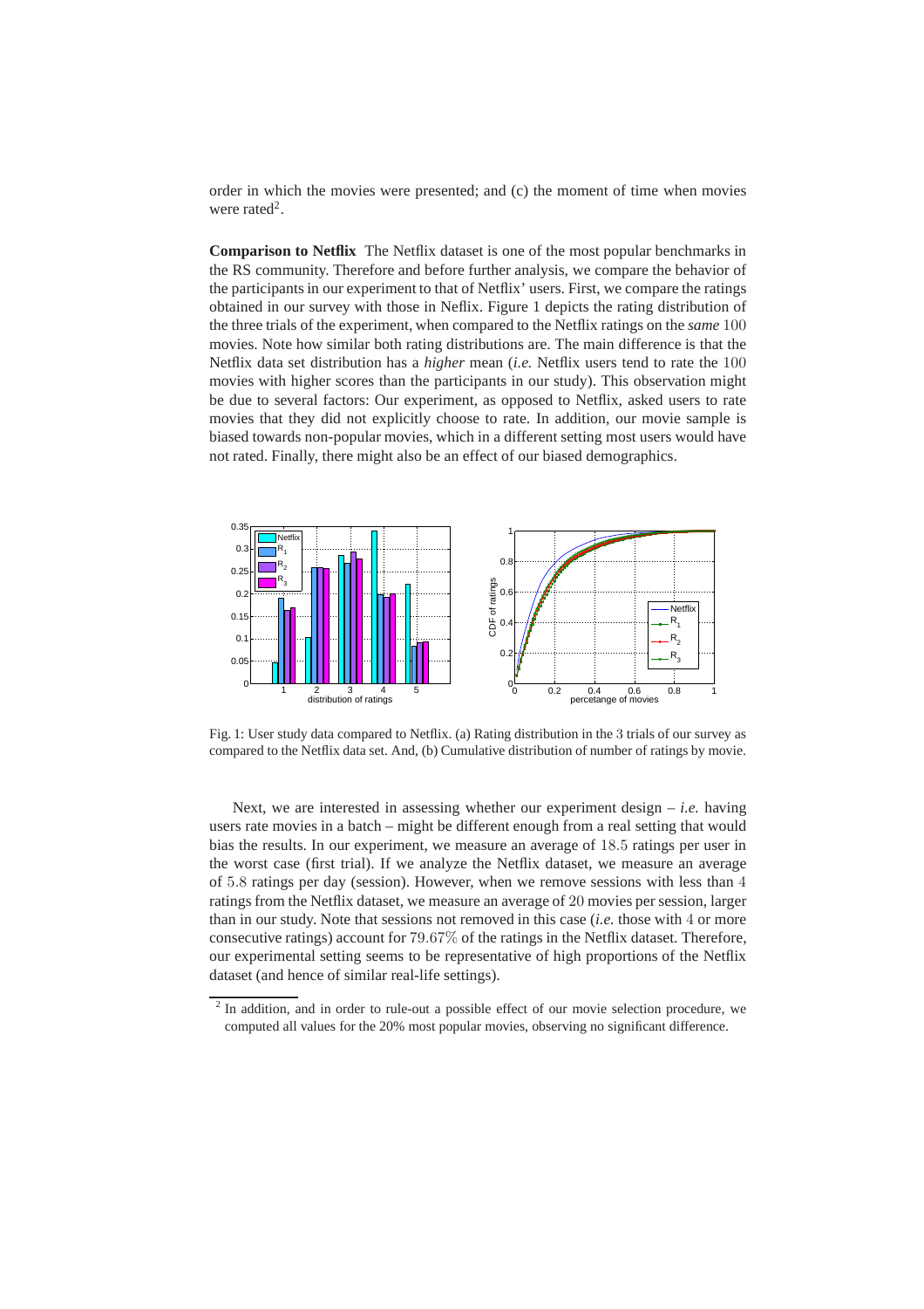order in which the movies were presented; and (c) the moment of time when movies were rated[2].

**Comparison to Netflix** The Netflix dataset is one of the most popular benchmarks in the RS community. Therefore and before further analysis, we compare the behavior of the participants in our experiment to that of Netflix' users. First, we compare the ratings obtained in our survey with those in Neflix. Figure 1 depicts the rating distribution of the three trials of the experiment, when compared to the Netflix ratings on the *same* 100 movies. Note how similar both rating distributions are. The main difference is that the Netflix data set distribution has a *higher* mean (*i.e.* Netflix users tend to rate the 100 movies with higher scores than the participants in our study). This observation might be due to several factors: Our experiment, as opposed to Netflix, asked users to rate movies that they did not explicitly choose to rate. In addition, our movie sample is biased towards non-popular movies, which in a different setting most users would have not rated. Finally, there might also be an effect of our biased demographics.

0.35
0.3
0.25
0.2
0.15
0.1
0.05
0
Netflix
$R_1$
$R_2$
$R_3$
1 2 3 4 5
distribution of ratings

1
0.8
0.6
0.4
0.2
0
CDF of ratings
Netflix
$R_1$
$R_2$
$R_3$
0 0.2 0.4 0.6 0.8 1
percetange of movies

Fig. 1: User study data compared to Netflix. (a) Rating distribution in the 3 trials of our survey as compared to the Netflix data set. And, (b) Cumulative distribution of number of ratings by movie.

Next, we are interested in assessing whether our experiment design – *i.e.* having users rate movies in a batch – might be different enough from a real setting that would bias the results. In our experiment, we measure an average of 18.5 ratings per user in the worst case (first trial). If we analyze the Netflix dataset, we measure an average of 5.8 ratings per day (session). However, when we remove sessions with less than 4 ratings from the Netflix dataset, we measure an average of 20 movies per session, larger than in our study. Note that sessions not removed in this case (*i.e.* those with 4 or more consecutive ratings) account for 79.67% of the ratings in the Netflix dataset. Therefore, our experimental setting seems to be representative of high proportions of the Netflix dataset (and hence of similar real-life settings).

[2] In addition, and in order to rule-out a possible effect of our movie selection procedure, we computed all values for the 20% most popular movies, observing no significant difference.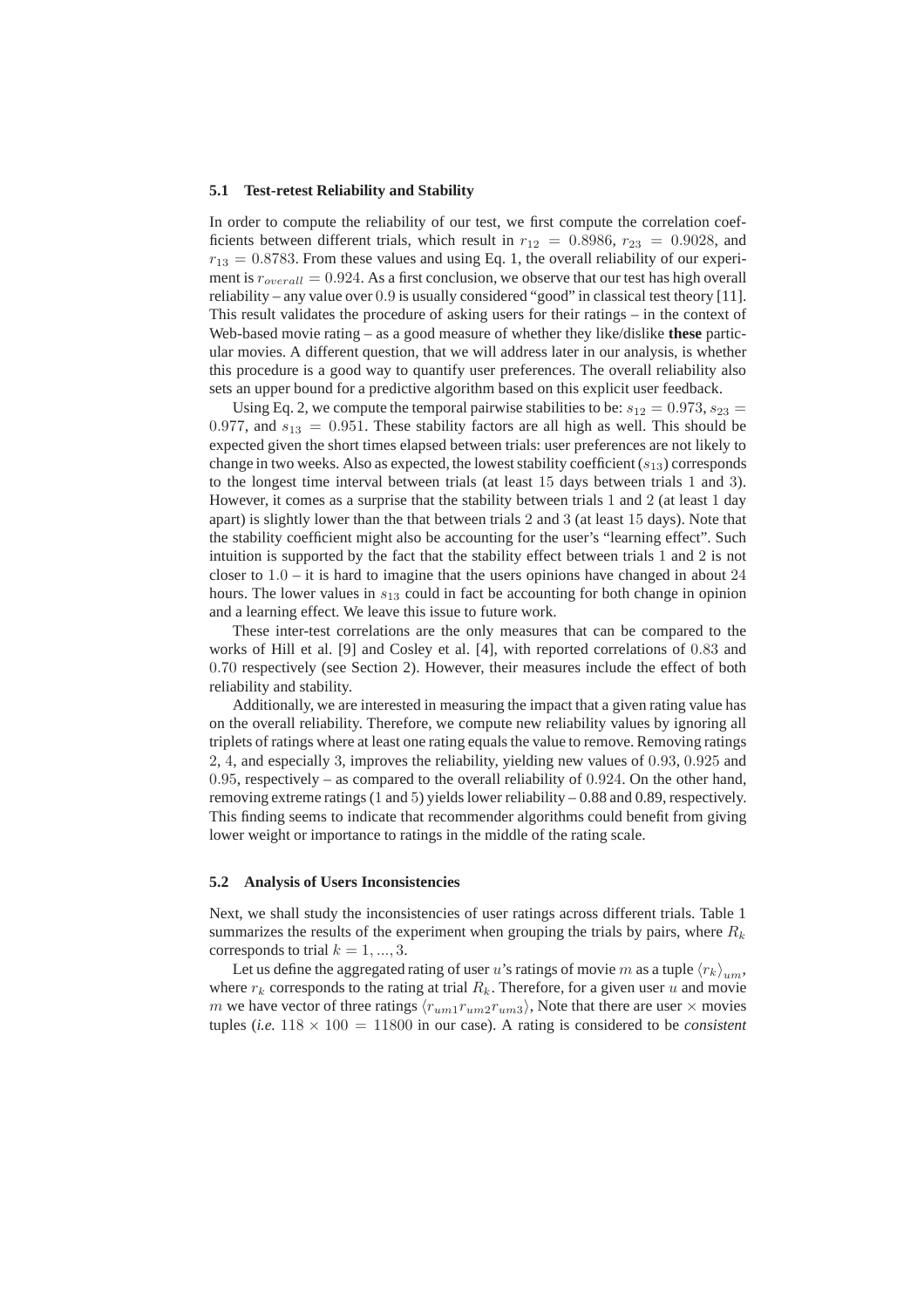### 5.1 Test-retest Reliability and Stability

In order to compute the reliability of our test, we first compute the correlation coefficients between different trials, which result in $r_{12} = 0.8986$, $r_{23} = 0.9028$, and $r_{13} = 0.8783$. From these values and using Eq. 1, the overall reliability of our experiment is $r_{overall} = 0.924$. As a first conclusion, we observe that our test has high overall reliability – any value over $0.9$ is usually considered "good" in classical test theory [11]. This result validates the procedure of asking users for their ratings – in the context of Web-based movie rating – as a good measure of whether they like/dislike **these** particular movies. A different question, that we will address later in our analysis, is whether this procedure is a good way to quantify user preferences. The overall reliability also sets an upper bound for a predictive algorithm based on this explicit user feedback.

Using Eq. 2, we compute the temporal pairwise stabilities to be: $s_{12} = 0.973$, $s_{23} = 0.977$, and $s_{13} = 0.951$. These stability factors are all high as well. This should be expected given the short times elapsed between trials: user preferences are not likely to change in two weeks. Also as expected, the lowest stability coefficient ($s_{13}$) corresponds to the longest time interval between trials (at least $15$ days between trials $1$ and $3$). However, it comes as a surprise that the stability between trials $1$ and $2$ (at least $1$ day apart) is slightly lower than the that between trials $2$ and $3$ (at least $15$ days). Note that the stability coefficient might also be accounting for the user's "learning effect". Such intuition is supported by the fact that the stability effect between trials $1$ and $2$ is not closer to $1.0$ – it is hard to imagine that the users opinions have changed in about $24$ hours. The lower values in $s_{13}$ could in fact be accounting for both change in opinion and a learning effect. We leave this issue to future work.

These inter-test correlations are the only measures that can be compared to the works of Hill et al. [9] and Cosley et al. [4], with reported correlations of $0.83$ and $0.70$ respectively (see Section 2). However, their measures include the effect of both reliability and stability.

Additionally, we are interested in measuring the impact that a given rating value has on the overall reliability. Therefore, we compute new reliability values by ignoring all triplets of ratings where at least one rating equals the value to remove. Removing ratings $2$, $4$, and especially $3$, improves the reliability, yielding new values of $0.93$, $0.925$ and $0.95$, respectively – as compared to the overall reliability of $0.924$. On the other hand, removing extreme ratings ($1$ and $5$) yields lower reliability – 0.88 and 0.89, respectively. This finding seems to indicate that recommender algorithms could benefit from giving lower weight or importance to ratings in the middle of the rating scale.

### 5.2 Analysis of Users Inconsistencies

Next, we shall study the inconsistencies of user ratings across different trials. Table 1 summarizes the results of the experiment when grouping the trials by pairs, where $R_k$ corresponds to trial $k = 1, ..., 3$.

Let us define the aggregated rating of user $u$'s ratings of movie $m$ as a tuple $\langle r_k \rangle_{um}$, where $r_k$ corresponds to the rating at trial $R_k$. Therefore, for a given user $u$ and movie $m$ we have vector of three ratings $\langle r_{um1} r_{um2} r_{um3} \rangle$, Note that there are user $\times$ movies tuples (*i.e.* $118 \times 100 = 11800$ in our case). A rating is considered to be *consistent*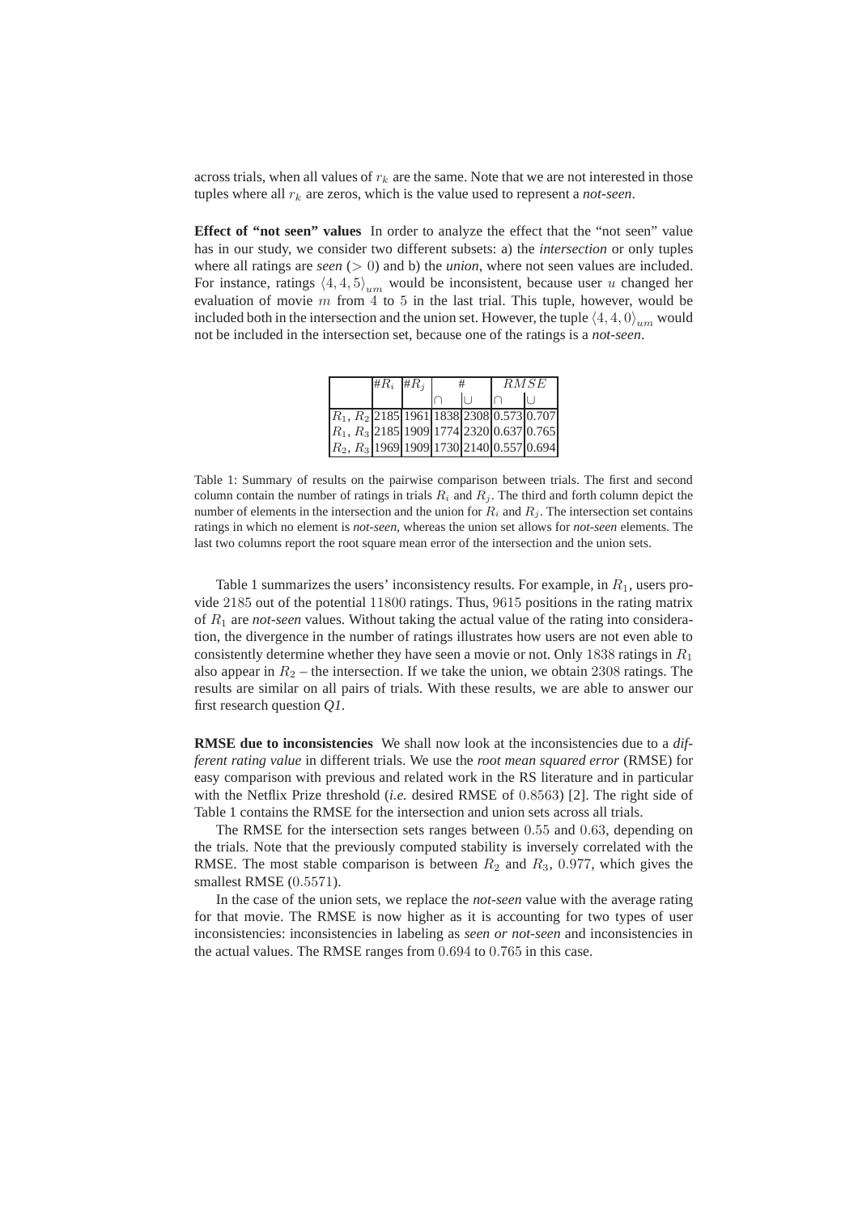across trials, when all values of $r_k$ are the same. Note that we are not interested in those tuples where all $r_k$ are zeros, which is the value used to represent a *not-seen*.

**Effect of "not seen" values** In order to analyze the effect that the "not seen" value has in our study, we consider two different subsets: a) the *intersection* or only tuples where all ratings are *seen* ($> 0$) and b) the *union*, where not seen values are included. For instance, ratings $\langle 4, 4, 5 \rangle_{um}$ would be inconsistent, because user $u$ changed her evaluation of movie $m$ from 4 to 5 in the last trial. This tuple, however, would be included both in the intersection and the union set. However, the tuple $\langle 4, 4, 0 \rangle_{um}$ would not be included in the intersection set, because one of the ratings is a *not-seen*.

| | $\#R_i$ | $\#R_j$ | $\#$ | | $RMSE$ | |
|---|---|---|---|---|---|---|
| | | | $\cap$ | $\cup$ | $\cap$ | $\cup$ |
| $R_1$, $R_2$ | 2185 | 1961 | 1838 | 2308 | 0.573 | 0.707 |
| $R_1$, $R_3$ | 2185 | 1909 | 1774 | 2320 | 0.637 | 0.765 |
| $R_2$, $R_3$ | 1969 | 1909 | 1730 | 2140 | 0.557 | 0.694 |

Table 1: Summary of results on the pairwise comparison between trials. The first and second column contain the number of ratings in trials $R_i$ and $R_j$. The third and forth column depict the number of elements in the intersection and the union for $R_i$ and $R_j$. The intersection set contains ratings in which no element is *not-seen*, whereas the union set allows for *not-seen* elements. The last two columns report the root square mean error of the intersection and the union sets.

Table 1 summarizes the users' inconsistency results. For example, in $R_1$, users provide 2185 out of the potential 11800 ratings. Thus, 9615 positions in the rating matrix of $R_1$ are *not-seen* values. Without taking the actual value of the rating into consideration, the divergence in the number of ratings illustrates how users are not even able to consistently determine whether they have seen a movie or not. Only 1838 ratings in $R_1$ also appear in $R_2$ – the intersection. If we take the union, we obtain 2308 ratings. The results are similar on all pairs of trials. With these results, we are able to answer our first research question *Q1*.

**RMSE due to inconsistencies** We shall now look at the inconsistencies due to a *different rating value* in different trials. We use the *root mean squared error* (RMSE) for easy comparison with previous and related work in the RS literature and in particular with the Netflix Prize threshold (*i.e.* desired RMSE of 0.8563) [2]. The right side of Table 1 contains the RMSE for the intersection and union sets across all trials.

The RMSE for the intersection sets ranges between 0.55 and 0.63, depending on the trials. Note that the previously computed stability is inversely correlated with the RMSE. The most stable comparison is between $R_2$ and $R_3$, 0.977, which gives the smallest RMSE (0.5571).

In the case of the union sets, we replace the *not-seen* value with the average rating for that movie. The RMSE is now higher as it is accounting for two types of user inconsistencies: inconsistencies in labeling as *seen or not-seen* and inconsistencies in the actual values. The RMSE ranges from 0.694 to 0.765 in this case.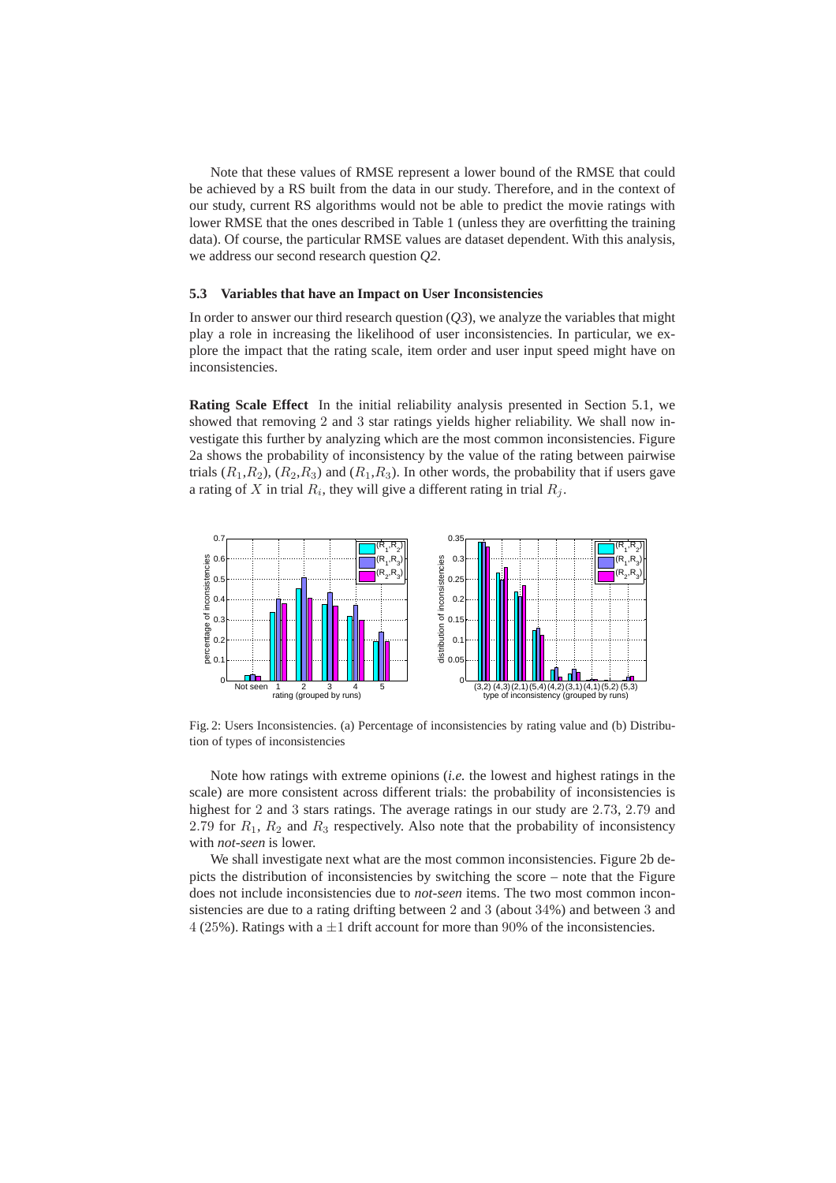Note that these values of RMSE represent a lower bound of the RMSE that could be achieved by a RS built from the data in our study. Therefore, and in the context of our study, current RS algorithms would not be able to predict the movie ratings with lower RMSE that the ones described in Table 1 (unless they are overfitting the training data). Of course, the particular RMSE values are dataset dependent. With this analysis, we address our second research question *Q2*.

### 5.3 Variables that have an Impact on User Inconsistencies

In order to answer our third research question (*Q3*), we analyze the variables that might play a role in increasing the likelihood of user inconsistencies. In particular, we explore the impact that the rating scale, item order and user input speed might have on inconsistencies.

**Rating Scale Effect** In the initial reliability analysis presented in Section 5.1, we showed that removing 2 and 3 star ratings yields higher reliability. We shall now investigate this further by analyzing which are the most common inconsistencies. Figure 2a shows the probability of inconsistency by the value of the rating between pairwise trials ($R_1$,$R_2$), ($R_2$,$R_3$) and ($R_1$,$R_3$). In other words, the probability that if users gave a rating of $X$ in trial $R_i$, they will give a different rating in trial $R_j$.

0.7
0.6
0.5
0.4
0.3
0.2
0.1
0
percentage of inconsistencies
Not seen 1 2 3 4 5
rating (grouped by runs)
($R_1$,$R_2$)
($R_1$,$R_3$)
($R_2$,$R_3$)

0.35
0.3
0.25
0.2
0.15
0.1
0.05
0
distribution of inconsistencies
(3,2) (4,3) (2,1) (5,4) (4,2) (3,1) (4,1) (5,2) (5,3)
type of inconsistency (grouped by runs)
($R_1$,$R_2$)
($R_1$,$R_3$)
($R_2$,$R_3$)

Fig. 2: Users Inconsistencies. (a) Percentage of inconsistencies by rating value and (b) Distribution of types of inconsistencies

Note how ratings with extreme opinions (*i.e.* the lowest and highest ratings in the scale) are more consistent across different trials: the probability of inconsistencies is highest for 2 and 3 stars ratings. The average ratings in our study are 2.73, 2.79 and 2.79 for $R_1$, $R_2$ and $R_3$ respectively. Also note that the probability of inconsistency with *not-seen* is lower.

We shall investigate next what are the most common inconsistencies. Figure 2b depicts the distribution of inconsistencies by switching the score – note that the Figure does not include inconsistencies due to *not-seen* items. The two most common inconsistencies are due to a rating drifting between 2 and 3 (about 34%) and between 3 and 4 (25%). Ratings with a $\pm 1$ drift account for more than 90% of the inconsistencies.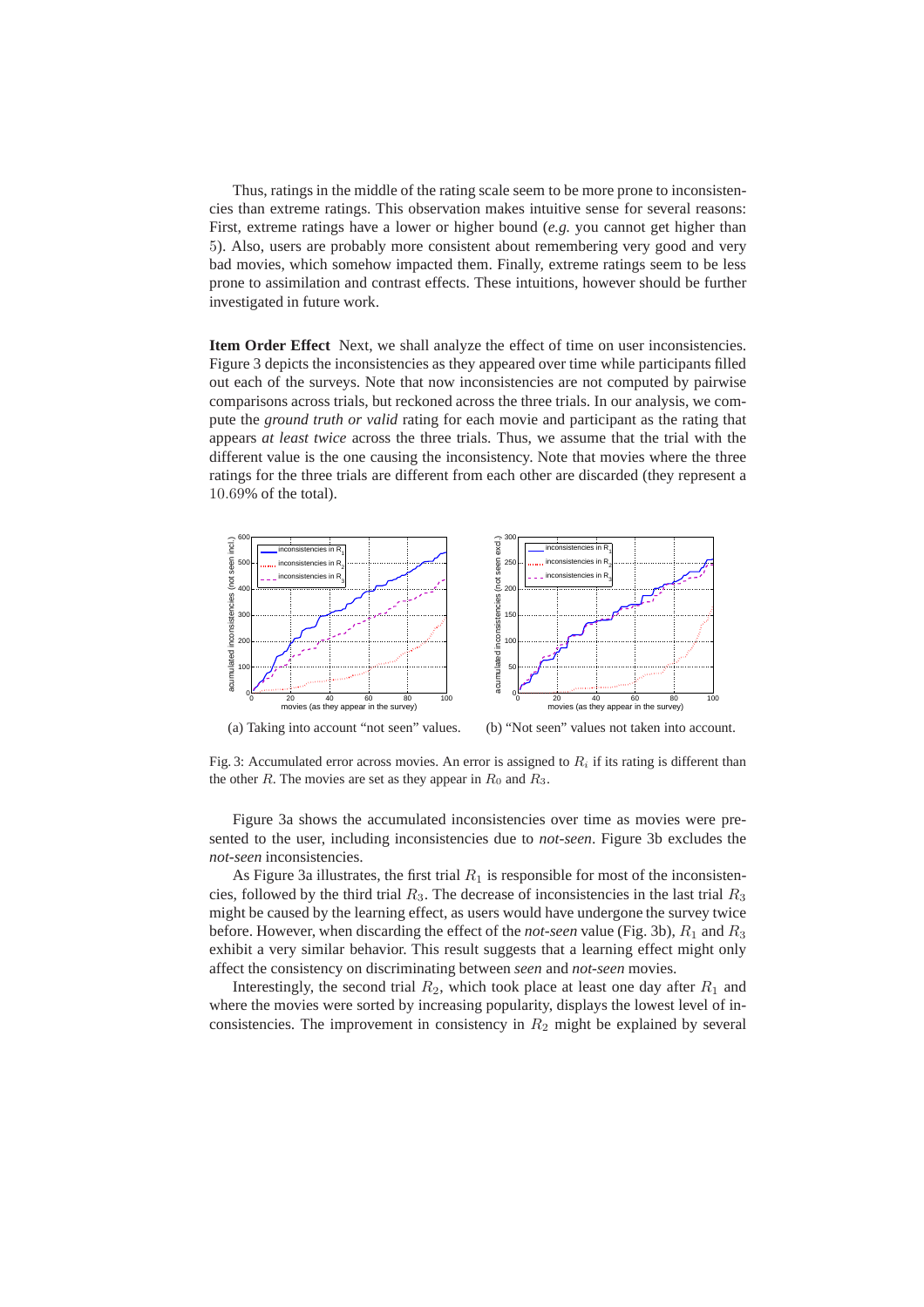Thus, ratings in the middle of the rating scale seem to be more prone to inconsistencies than extreme ratings. This observation makes intuitive sense for several reasons: First, extreme ratings have a lower or higher bound (*e.g.* you cannot get higher than 5). Also, users are probably more consistent about remembering very good and very bad movies, which somehow impacted them. Finally, extreme ratings seem to be less prone to assimilation and contrast effects. These intuitions, however should be further investigated in future work.

**Item Order Effect** Next, we shall analyze the effect of time on user inconsistencies. Figure 3 depicts the inconsistencies as they appeared over time while participants filled out each of the surveys. Note that now inconsistencies are not computed by pairwise comparisons across trials, but reckoned across the three trials. In our analysis, we compute the *ground truth or valid* rating for each movie and participant as the rating that appears *at least twice* across the three trials. Thus, we assume that the trial with the different value is the one causing the inconsistency. Note that movies where the three ratings for the three trials are different from each other are discarded (they represent a 10.69% of the total).

acumulated inconsistencies (not seen incl.)
600
500
400
300
200
100
0
0 20 40 60 80 100
movies (as they appear in the survey)
inconsistencies in $R_1$
inconsistencies in $R_2$
inconsistencies in $R_3$

(a) Taking into account "not seen" values.

acumulated inconsistencies (not seen excl.)
300
250
200
150
100
50
0
0 20 40 60 80 100
movies (as they appear in the survey)
inconsistencies in $R_1$
inconsistencies in $R_2$
inconsistencies in $R_3$

(b) "Not seen" values not taken into account.

Fig. 3: Accumulated error across movies. An error is assigned to $R_i$ if its rating is different than the other $R$. The movies are set as they appear in $R_0$ and $R_3$.

Figure 3a shows the accumulated inconsistencies over time as movies were presented to the user, including inconsistencies due to *not-seen*. Figure 3b excludes the *not-seen* inconsistencies.

As Figure 3a illustrates, the first trial $R_1$ is responsible for most of the inconsistencies, followed by the third trial $R_3$. The decrease of inconsistencies in the last trial $R_3$ might be caused by the learning effect, as users would have undergone the survey twice before. However, when discarding the effect of the *not-seen* value (Fig. 3b), $R_1$ and $R_3$ exhibit a very similar behavior. This result suggests that a learning effect might only affect the consistency on discriminating between *seen* and *not-seen* movies.

Interestingly, the second trial $R_2$, which took place at least one day after $R_1$ and where the movies were sorted by increasing popularity, displays the lowest level of inconsistencies. The improvement in consistency in $R_2$ might be explained by several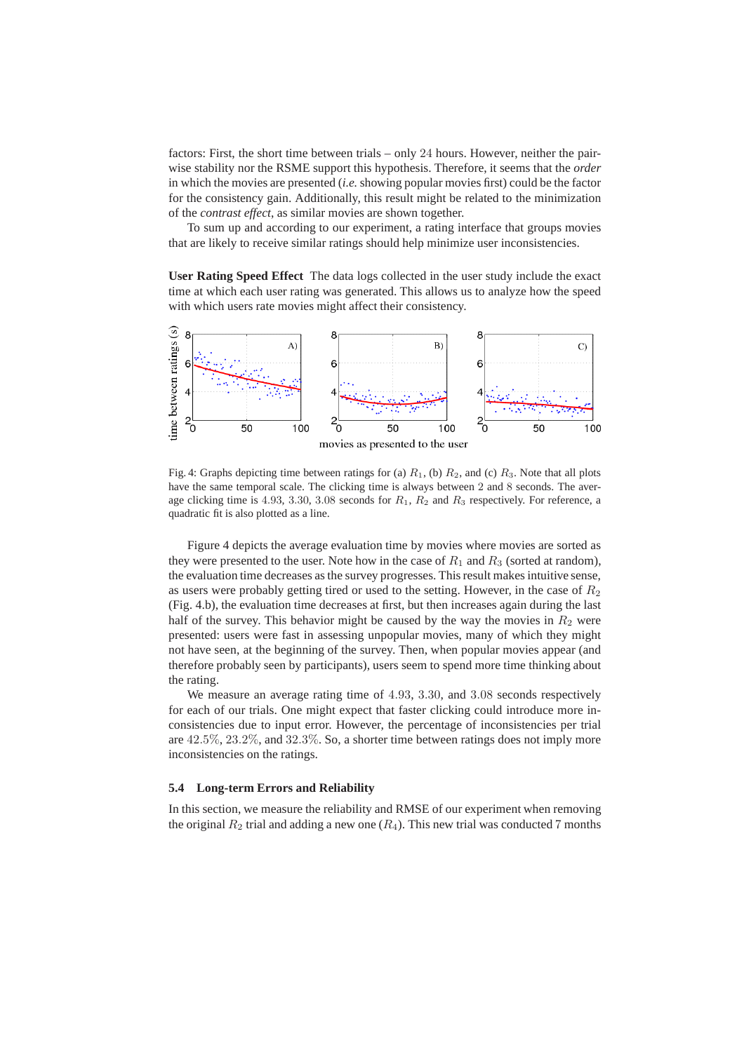factors: First, the short time between trials – only 24 hours. However, neither the pairwise stability nor the RSME support this hypothesis. Therefore, it seems that the *order* in which the movies are presented (*i.e.* showing popular movies first) could be the factor for the consistency gain. Additionally, this result might be related to the minimization of the *contrast effect*, as similar movies are shown together.

To sum up and according to our experiment, a rating interface that groups movies that are likely to receive similar ratings should help minimize user inconsistencies.

**User Rating Speed Effect** The data logs collected in the user study include the exact time at which each user rating was generated. This allows us to analyze how the speed with which users rate movies might affect their consistency.

time between ratings (s)

A)

B)

C)

8
6
4
2

0 50 100

movies as presented to the user

Fig. 4: Graphs depicting time between ratings for (a) $R_1$, (b) $R_2$, and (c) $R_3$. Note that all plots have the same temporal scale. The clicking time is always between 2 and 8 seconds. The average clicking time is 4.93, 3.30, 3.08 seconds for $R_1$, $R_2$ and $R_3$ respectively. For reference, a quadratic fit is also plotted as a line.

Figure 4 depicts the average evaluation time by movies where movies are sorted as they were presented to the user. Note how in the case of $R_1$ and $R_3$ (sorted at random), the evaluation time decreases as the survey progresses. This result makes intuitive sense, as users were probably getting tired or used to the setting. However, in the case of $R_2$ (Fig. 4.b), the evaluation time decreases at first, but then increases again during the last half of the survey. This behavior might be caused by the way the movies in $R_2$ were presented: users were fast in assessing unpopular movies, many of which they might not have seen, at the beginning of the survey. Then, when popular movies appear (and therefore probably seen by participants), users seem to spend more time thinking about the rating.

We measure an average rating time of 4.93, 3.30, and 3.08 seconds respectively for each of our trials. One might expect that faster clicking could introduce more inconsistencies due to input error. However, the percentage of inconsistencies per trial are 42.5%, 23.2%, and 32.3%. So, a shorter time between ratings does not imply more inconsistencies on the ratings.

### 5.4 Long-term Errors and Reliability

In this section, we measure the reliability and RMSE of our experiment when removing the original $R_2$ trial and adding a new one ($R_4$). This new trial was conducted 7 months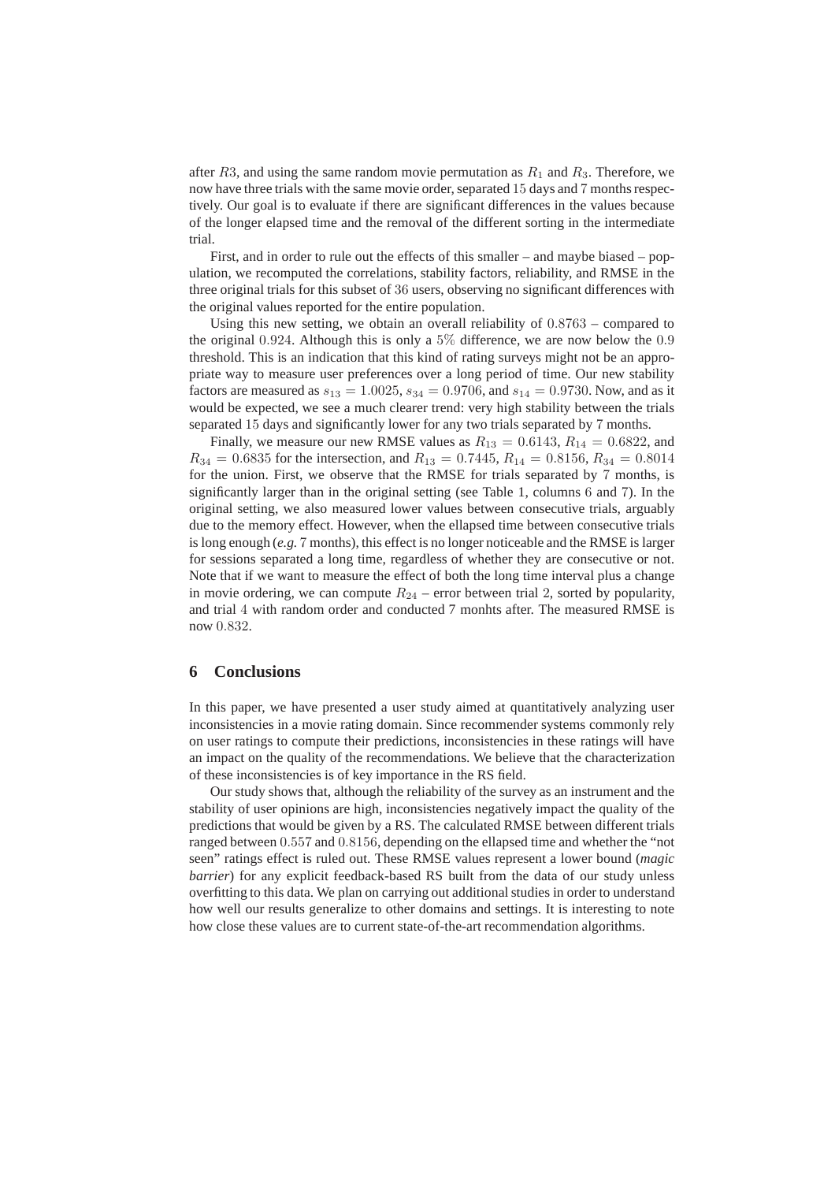after $R3$, and using the same random movie permutation as $R_1$ and $R_3$. Therefore, we now have three trials with the same movie order, separated 15 days and 7 months respectively. Our goal is to evaluate if there are significant differences in the values because of the longer elapsed time and the removal of the different sorting in the intermediate trial.

First, and in order to rule out the effects of this smaller – and maybe biased – population, we recomputed the correlations, stability factors, reliability, and RMSE in the three original trials for this subset of 36 users, observing no significant differences with the original values reported for the entire population.

Using this new setting, we obtain an overall reliability of 0.8763 – compared to the original 0.924. Although this is only a 5% difference, we are now below the 0.9 threshold. This is an indication that this kind of rating surveys might not be an appropriate way to measure user preferences over a long period of time. Our new stability factors are measured as $s_{13} = 1.0025$, $s_{34} = 0.9706$, and $s_{14} = 0.9730$. Now, and as it would be expected, we see a much clearer trend: very high stability between the trials separated 15 days and significantly lower for any two trials separated by 7 months.

Finally, we measure our new RMSE values as $R_{13} = 0.6143$, $R_{14} = 0.6822$, and $R_{34} = 0.6835$ for the intersection, and $R_{13} = 0.7445$, $R_{14} = 0.8156$, $R_{34} = 0.8014$ for the union. First, we observe that the RMSE for trials separated by 7 months, is significantly larger than in the original setting (see Table 1, columns 6 and 7). In the original setting, we also measured lower values between consecutive trials, arguably due to the memory effect. However, when the ellapsed time between consecutive trials is long enough (*e.g.* 7 months), this effect is no longer noticeable and the RMSE is larger for sessions separated a long time, regardless of whether they are consecutive or not. Note that if we want to measure the effect of both the long time interval plus a change in movie ordering, we can compute $R_{24}$ – error between trial 2, sorted by popularity, and trial 4 with random order and conducted 7 monhts after. The measured RMSE is now 0.832.

## 6 Conclusions

In this paper, we have presented a user study aimed at quantitatively analyzing user inconsistencies in a movie rating domain. Since recommender systems commonly rely on user ratings to compute their predictions, inconsistencies in these ratings will have an impact on the quality of the recommendations. We believe that the characterization of these inconsistencies is of key importance in the RS field.

Our study shows that, although the reliability of the survey as an instrument and the stability of user opinions are high, inconsistencies negatively impact the quality of the predictions that would be given by a RS. The calculated RMSE between different trials ranged between 0.557 and 0.8156, depending on the ellapsed time and whether the "not seen" ratings effect is ruled out. These RMSE values represent a lower bound (*magic barrier*) for any explicit feedback-based RS built from the data of our study unless overfitting to this data. We plan on carrying out additional studies in order to understand how well our results generalize to other domains and settings. It is interesting to note how close these values are to current state-of-the-art recommendation algorithms.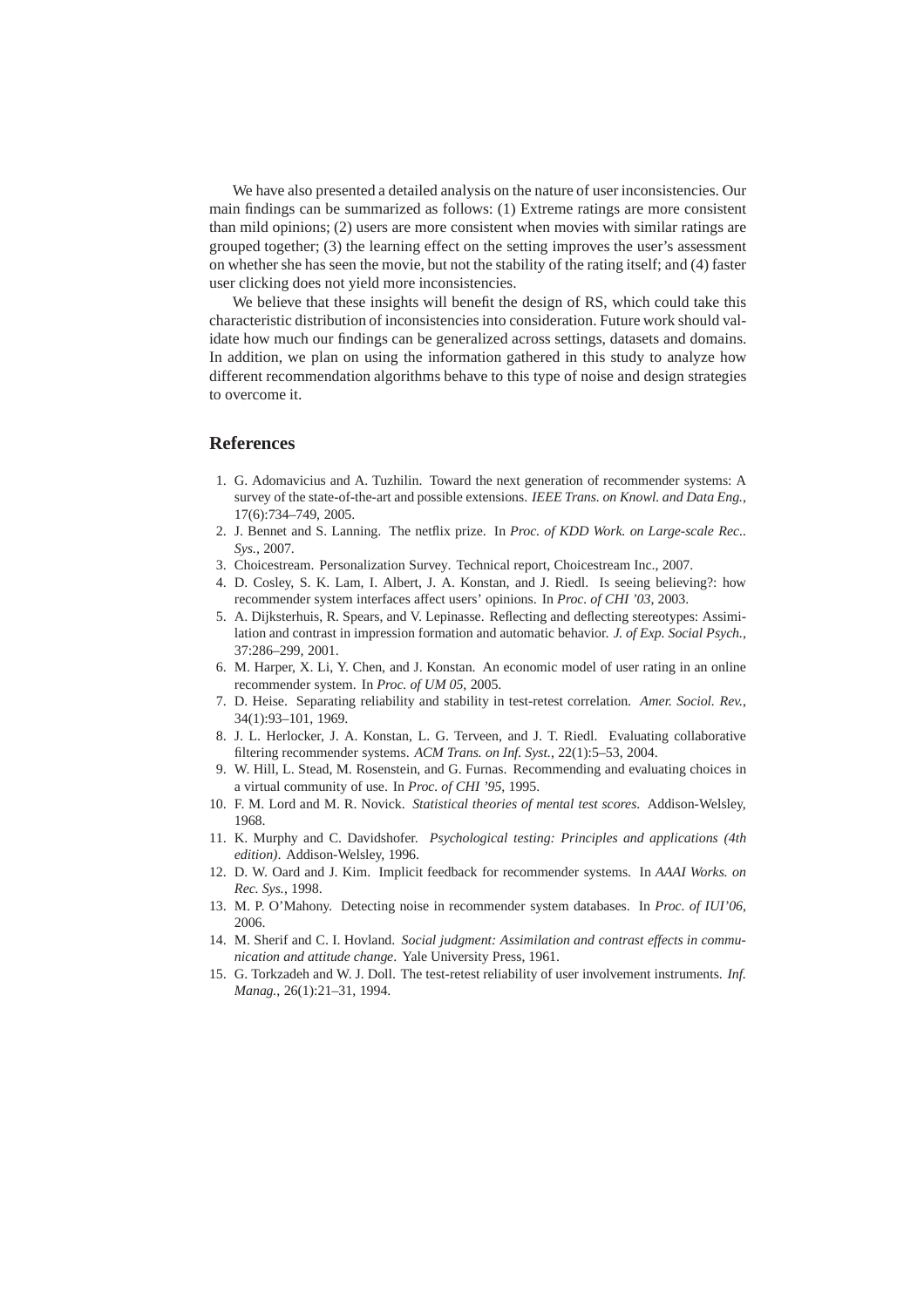We have also presented a detailed analysis on the nature of user inconsistencies. Our main findings can be summarized as follows: (1) Extreme ratings are more consistent than mild opinions; (2) users are more consistent when movies with similar ratings are grouped together; (3) the learning effect on the setting improves the user's assessment on whether she has seen the movie, but not the stability of the rating itself; and (4) faster user clicking does not yield more inconsistencies.

We believe that these insights will benefit the design of RS, which could take this characteristic distribution of inconsistencies into consideration. Future work should validate how much our findings can be generalized across settings, datasets and domains. In addition, we plan on using the information gathered in this study to analyze how different recommendation algorithms behave to this type of noise and design strategies to overcome it.

## References

1. G. Adomavicius and A. Tuzhilin. Toward the next generation of recommender systems: A survey of the state-of-the-art and possible extensions. *IEEE Trans. on Knowl. and Data Eng.*, 17(6):734–749, 2005.
2. J. Bennet and S. Lanning. The netflix prize. In *Proc. of KDD Work. on Large-scale Rec.. Sys.*, 2007.
3. Choicestream. Personalization Survey. Technical report, Choicestream Inc., 2007.
4. D. Cosley, S. K. Lam, I. Albert, J. A. Konstan, and J. Riedl. Is seeing believing?: how recommender system interfaces affect users' opinions. In *Proc. of CHI '03*, 2003.
5. A. Dijksterhuis, R. Spears, and V. Lepinasse. Reflecting and deflecting stereotypes: Assimilation and contrast in impression formation and automatic behavior. *J. of Exp. Social Psych.*, 37:286–299, 2001.
6. M. Harper, X. Li, Y. Chen, and J. Konstan. An economic model of user rating in an online recommender system. In *Proc. of UM 05*, 2005.
7. D. Heise. Separating reliability and stability in test-retest correlation. *Amer. Sociol. Rev.*, 34(1):93–101, 1969.
8. J. L. Herlocker, J. A. Konstan, L. G. Terveen, and J. T. Riedl. Evaluating collaborative filtering recommender systems. *ACM Trans. on Inf. Syst.*, 22(1):5–53, 2004.
9. W. Hill, L. Stead, M. Rosenstein, and G. Furnas. Recommending and evaluating choices in a virtual community of use. In *Proc. of CHI '95*, 1995.
10. F. M. Lord and M. R. Novick. *Statistical theories of mental test scores*. Addison-Welsley, 1968.
11. K. Murphy and C. Davidshofer. *Psychological testing: Principles and applications (4th edition)*. Addison-Welsley, 1996.
12. D. W. Oard and J. Kim. Implicit feedback for recommender systems. In *AAAI Works. on Rec. Sys.*, 1998.
13. M. P. O'Mahony. Detecting noise in recommender system databases. In *Proc. of IUI'06*, 2006.
14. M. Sherif and C. I. Hovland. *Social judgment: Assimilation and contrast effects in communication and attitude change*. Yale University Press, 1961.
15. G. Torkzadeh and W. J. Doll. The test-retest reliability of user involvement instruments. *Inf. Manag.*, 26(1):21–31, 1994.